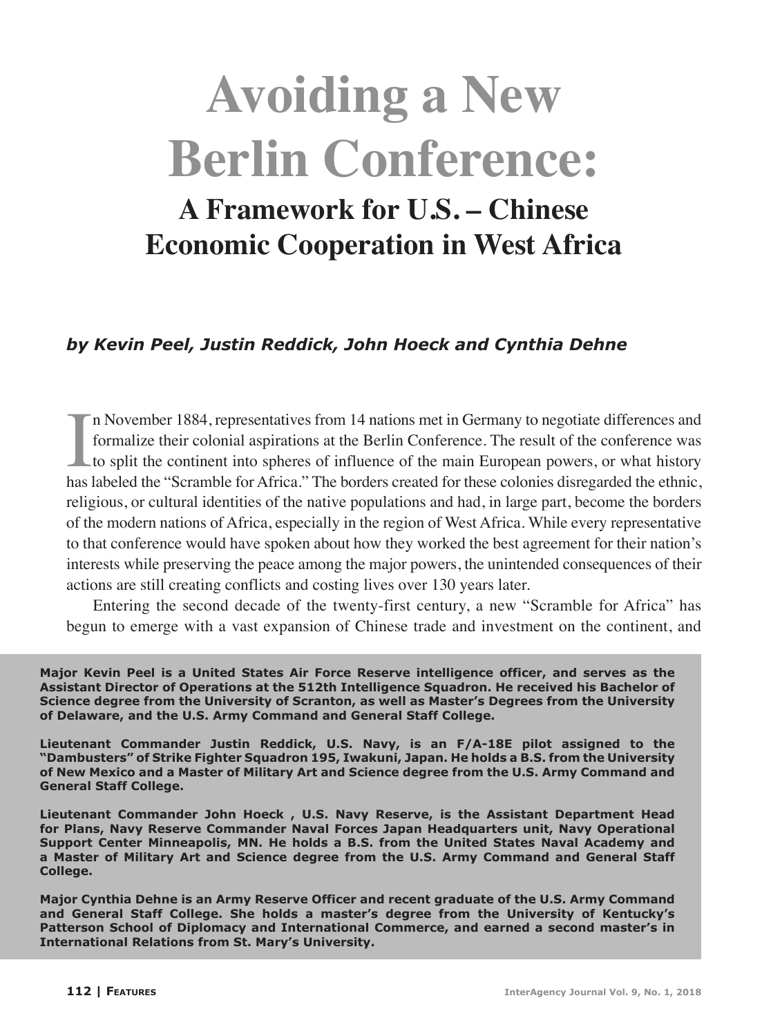# Avoiding a New Berlin Conference:

## A Framework for U.S. – Chinese Economic Cooperation in West Africa

***by Kevin Peel, Justin Reddick, John Hoeck and Cynthia Dehne***

In November 1884, representatives from 14 nations met in Germany to negotiate differences and formalize their colonial aspirations at the Berlin Conference. The result of the conference was to split the continent into spheres of influence of the main European powers, or what history has labeled the "Scramble for Africa." The borders created for these colonies disregarded the ethnic, religious, or cultural identities of the native populations and had, in large part, become the borders of the modern nations of Africa, especially in the region of West Africa. While every representative to that conference would have spoken about how they worked the best agreement for their nation's interests while preserving the peace among the major powers, the unintended consequences of their actions are still creating conflicts and costing lives over 130 years later.

Entering the second decade of the twenty-first century, a new "Scramble for Africa" has begun to emerge with a vast expansion of Chinese trade and investment on the continent, and

**Major Kevin Peel is a United States Air Force Reserve intelligence officer, and serves as the Assistant Director of Operations at the 512th Intelligence Squadron. He received his Bachelor of Science degree from the University of Scranton, as well as Master's Degrees from the University of Delaware, and the U.S. Army Command and General Staff College.**

**Lieutenant Commander Justin Reddick, U.S. Navy, is an F/A-18E pilot assigned to the "Dambusters" of Strike Fighter Squadron 195, Iwakuni, Japan. He holds a B.S. from the University of New Mexico and a Master of Military Art and Science degree from the U.S. Army Command and General Staff College.**

**Lieutenant Commander John Hoeck , U.S. Navy Reserve, is the Assistant Department Head for Plans, Navy Reserve Commander Naval Forces Japan Headquarters unit, Navy Operational Support Center Minneapolis, MN. He holds a B.S. from the United States Naval Academy and a Master of Military Art and Science degree from the U.S. Army Command and General Staff College.**

**Major Cynthia Dehne is an Army Reserve Officer and recent graduate of the U.S. Army Command and General Staff College. She holds a master's degree from the University of Kentucky's Patterson School of Diplomacy and International Commerce, and earned a second master's in International Relations from St. Mary's University.**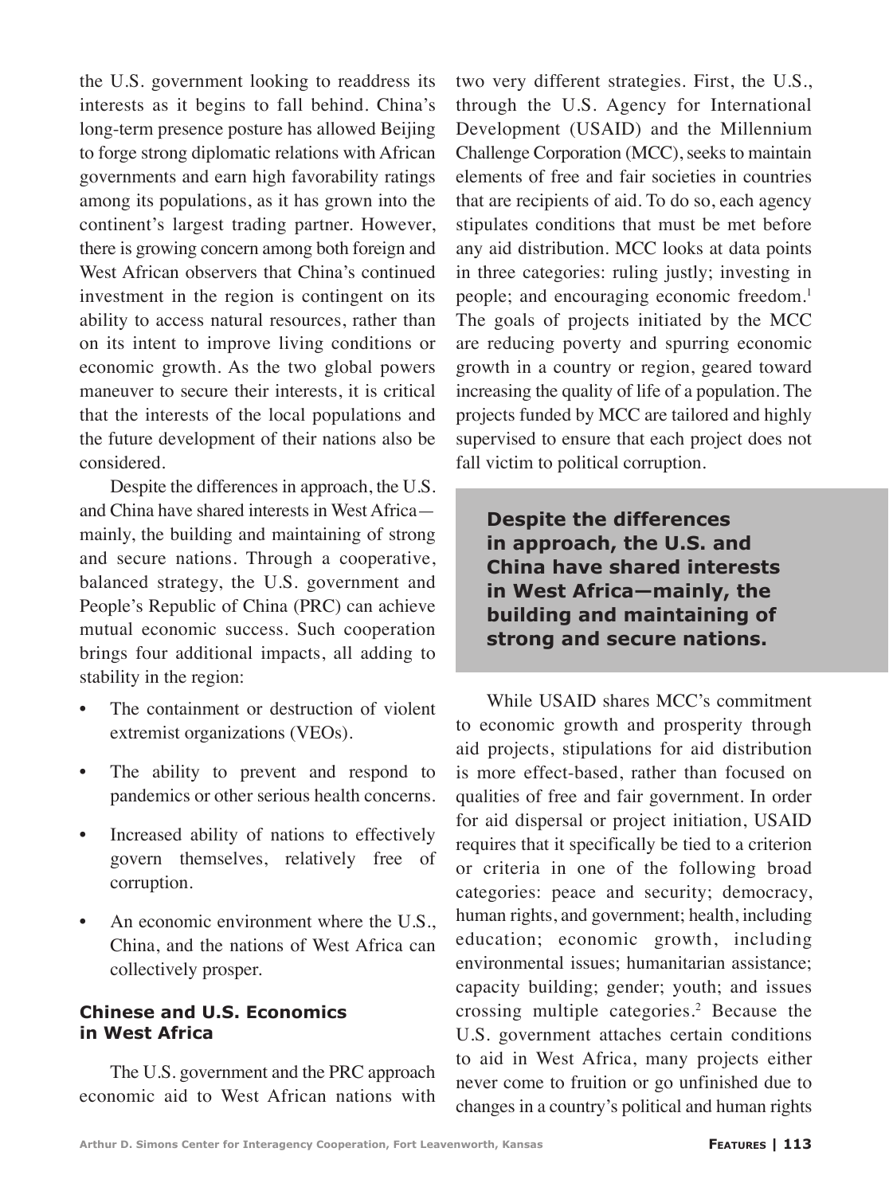the U.S. government looking to readdress its interests as it begins to fall behind. China's long-term presence posture has allowed Beijing to forge strong diplomatic relations with African governments and earn high favorability ratings among its populations, as it has grown into the continent's largest trading partner. However, there is growing concern among both foreign and West African observers that China's continued investment in the region is contingent on its ability to access natural resources, rather than on its intent to improve living conditions or economic growth. As the two global powers maneuver to secure their interests, it is critical that the interests of the local populations and the future development of their nations also be considered.

Despite the differences in approach, the U.S. and China have shared interests in West Africa—mainly, the building and maintaining of strong and secure nations. Through a cooperative, balanced strategy, the U.S. government and People's Republic of China (PRC) can achieve mutual economic success. Such cooperation brings four additional impacts, all adding to stability in the region:

- The containment or destruction of violent extremist organizations (VEOs).
- The ability to prevent and respond to pandemics or other serious health concerns.
- Increased ability of nations to effectively govern themselves, relatively free of corruption.
- An economic environment where the U.S., China, and the nations of West Africa can collectively prosper.

### Chinese and U.S. Economics in West Africa

The U.S. government and the PRC approach economic aid to West African nations with two very different strategies. First, the U.S., through the U.S. Agency for International Development (USAID) and the Millennium Challenge Corporation (MCC), seeks to maintain elements of free and fair societies in countries that are recipients of aid. To do so, each agency stipulates conditions that must be met before any aid distribution. MCC looks at data points in three categories: ruling justly; investing in people; and encouraging economic freedom.[1] The goals of projects initiated by the MCC are reducing poverty and spurring economic growth in a country or region, geared toward increasing the quality of life of a population. The projects funded by MCC are tailored and highly supervised to ensure that each project does not fall victim to political corruption.

**Despite the differences in approach, the U.S. and China have shared interests in West Africa—mainly, the building and maintaining of strong and secure nations.**

While USAID shares MCC's commitment to economic growth and prosperity through aid projects, stipulations for aid distribution is more effect-based, rather than focused on qualities of free and fair government. In order for aid dispersal or project initiation, USAID requires that it specifically be tied to a criterion or criteria in one of the following broad categories: peace and security; democracy, human rights, and government; health, including education; economic growth, including environmental issues; humanitarian assistance; capacity building; gender; youth; and issues crossing multiple categories.[2] Because the U.S. government attaches certain conditions to aid in West Africa, many projects either never come to fruition or go unfinished due to changes in a country's political and human rights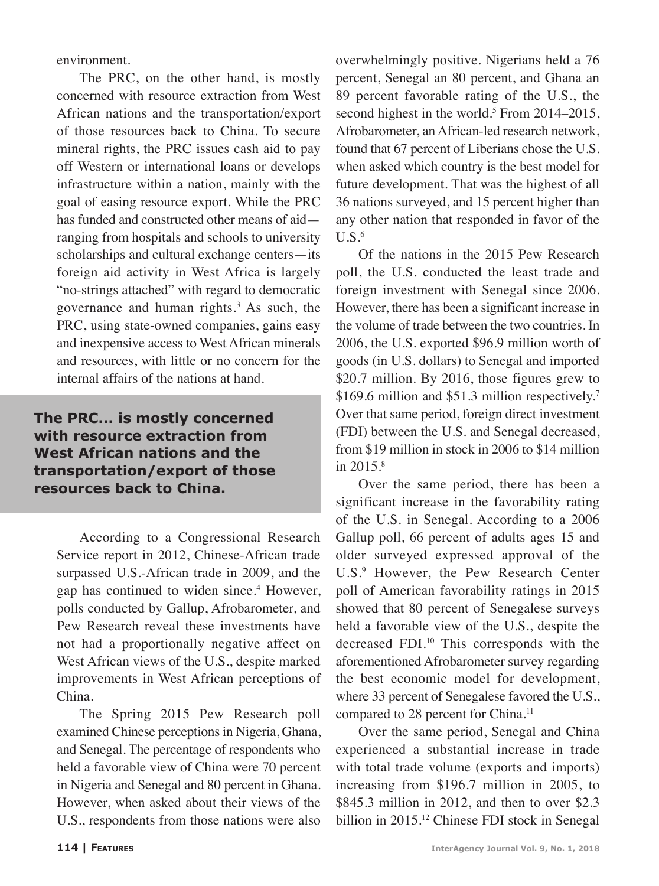environment.

The PRC, on the other hand, is mostly concerned with resource extraction from West African nations and the transportation/export of those resources back to China. To secure mineral rights, the PRC issues cash aid to pay off Western or international loans or develops infrastructure within a nation, mainly with the goal of easing resource export. While the PRC has funded and constructed other means of aid—ranging from hospitals and schools to university scholarships and cultural exchange centers—its foreign aid activity in West Africa is largely "no-strings attached" with regard to democratic governance and human rights.[3] As such, the PRC, using state-owned companies, gains easy and inexpensive access to West African minerals and resources, with little or no concern for the internal affairs of the nations at hand.

> **The PRC... is mostly concerned with resource extraction from West African nations and the transportation/export of those resources back to China.**

According to a Congressional Research Service report in 2012, Chinese-African trade surpassed U.S.-African trade in 2009, and the gap has continued to widen since.[4] However, polls conducted by Gallup, Afrobarometer, and Pew Research reveal these investments have not had a proportionally negative affect on West African views of the U.S., despite marked improvements in West African perceptions of China.

The Spring 2015 Pew Research poll examined Chinese perceptions in Nigeria, Ghana, and Senegal. The percentage of respondents who held a favorable view of China were 70 percent in Nigeria and Senegal and 80 percent in Ghana. However, when asked about their views of the U.S., respondents from those nations were also overwhelmingly positive. Nigerians held a 76 percent, Senegal an 80 percent, and Ghana an 89 percent favorable rating of the U.S., the second highest in the world.[5] From 2014–2015, Afrobarometer, an African-led research network, found that 67 percent of Liberians chose the U.S. when asked which country is the best model for future development. That was the highest of all 36 nations surveyed, and 15 percent higher than any other nation that responded in favor of the U.S.[6]

Of the nations in the 2015 Pew Research poll, the U.S. conducted the least trade and foreign investment with Senegal since 2006. However, there has been a significant increase in the volume of trade between the two countries. In 2006, the U.S. exported $96.9 million worth of goods (in U.S. dollars) to Senegal and imported $20.7 million. By 2016, those figures grew to $169.6 million and $51.3 million respectively.[7] Over that same period, foreign direct investment (FDI) between the U.S. and Senegal decreased, from $19 million in stock in 2006 to $14 million in 2015.[8]

Over the same period, there has been a significant increase in the favorability rating of the U.S. in Senegal. According to a 2006 Gallup poll, 66 percent of adults ages 15 and older surveyed expressed approval of the U.S.[9] However, the Pew Research Center poll of American favorability ratings in 2015 showed that 80 percent of Senegalese surveys held a favorable view of the U.S., despite the decreased FDI.[10] This corresponds with the aforementioned Afrobarometer survey regarding the best economic model for development, where 33 percent of Senegalese favored the U.S., compared to 28 percent for China.[11]

Over the same period, Senegal and China experienced a substantial increase in trade with total trade volume (exports and imports) increasing from $196.7 million in 2005, to $845.3 million in 2012, and then to over $2.3 billion in 2015.[12] Chinese FDI stock in Senegal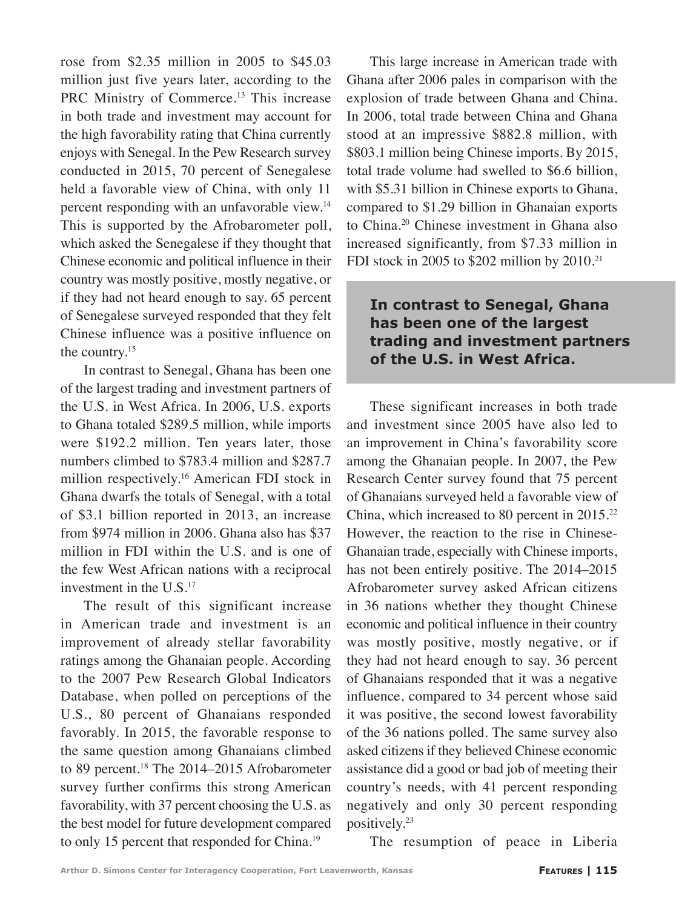rose from \$2.35 million in 2005 to \$45.03 million just five years later, according to the PRC Ministry of Commerce.[13] This increase in both trade and investment may account for the high favorability rating that China currently enjoys with Senegal. In the Pew Research survey conducted in 2015, 70 percent of Senegalese held a favorable view of China, with only 11 percent responding with an unfavorable view.[14] This is supported by the Afrobarometer poll, which asked the Senegalese if they thought that Chinese economic and political influence in their country was mostly positive, mostly negative, or if they had not heard enough to say. 65 percent of Senegalese surveyed responded that they felt Chinese influence was a positive influence on the country.[15]

In contrast to Senegal, Ghana has been one of the largest trading and investment partners of the U.S. in West Africa. In 2006, U.S. exports to Ghana totaled \$289.5 million, while imports were \$192.2 million. Ten years later, those numbers climbed to \$783.4 million and \$287.7 million respectively.[16] American FDI stock in Ghana dwarfs the totals of Senegal, with a total of \$3.1 billion reported in 2013, an increase from \$974 million in 2006. Ghana also has \$37 million in FDI within the U.S. and is one of the few West African nations with a reciprocal investment in the U.S.[17]

The result of this significant increase in American trade and investment is an improvement of already stellar favorability ratings among the Ghanaian people. According to the 2007 Pew Research Global Indicators Database, when polled on perceptions of the U.S., 80 percent of Ghanaians responded favorably. In 2015, the favorable response to the same question among Ghanaians climbed to 89 percent.[18] The 2014–2015 Afrobarometer survey further confirms this strong American favorability, with 37 percent choosing the U.S. as the best model for future development compared to only 15 percent that responded for China.[19]

This large increase in American trade with Ghana after 2006 pales in comparison with the explosion of trade between Ghana and China. In 2006, total trade between China and Ghana stood at an impressive \$882.8 million, with \$803.1 million being Chinese imports. By 2015, total trade volume had swelled to \$6.6 billion, with \$5.31 billion in Chinese exports to Ghana, compared to \$1.29 billion in Ghanaian exports to China.[20] Chinese investment in Ghana also increased significantly, from \$7.33 million in FDI stock in 2005 to \$202 million by 2010.[21]

> **In contrast to Senegal, Ghana has been one of the largest trading and investment partners of the U.S. in West Africa.**

These significant increases in both trade and investment since 2005 have also led to an improvement in China's favorability score among the Ghanaian people. In 2007, the Pew Research Center survey found that 75 percent of Ghanaians surveyed held a favorable view of China, which increased to 80 percent in 2015.[22] However, the reaction to the rise in Chinese-Ghanaian trade, especially with Chinese imports, has not been entirely positive. The 2014–2015 Afrobarometer survey asked African citizens in 36 nations whether they thought Chinese economic and political influence in their country was mostly positive, mostly negative, or if they had not heard enough to say. 36 percent of Ghanaians responded that it was a negative influence, compared to 34 percent whose said it was positive, the second lowest favorability of the 36 nations polled. The same survey also asked citizens if they believed Chinese economic assistance did a good or bad job of meeting their country's needs, with 41 percent responding negatively and only 30 percent responding positively.[23]

The resumption of peace in Liberia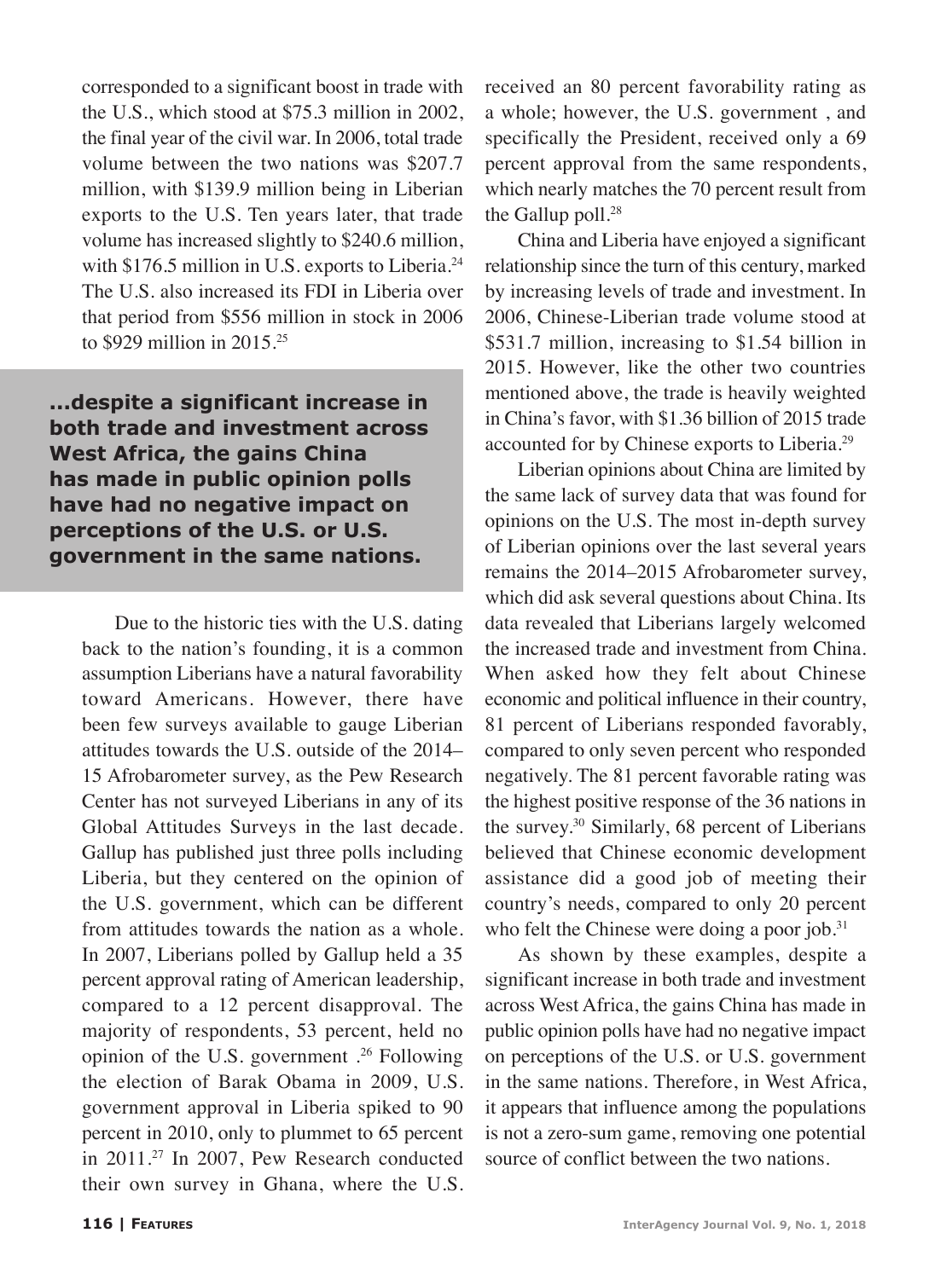corresponded to a significant boost in trade with the U.S., which stood at $75.3 million in 2002, the final year of the civil war. In 2006, total trade volume between the two nations was $207.7 million, with $139.9 million being in Liberian exports to the U.S. Ten years later, that trade volume has increased slightly to $240.6 million, with $176.5 million in U.S. exports to Liberia.[24] The U.S. also increased its FDI in Liberia over that period from $556 million in stock in 2006 to $929 million in 2015.[25]

**...despite a significant increase in both trade and investment across West Africa, the gains China has made in public opinion polls have had no negative impact on perceptions of the U.S. or U.S. government in the same nations.**

Due to the historic ties with the U.S. dating back to the nation's founding, it is a common assumption Liberians have a natural favorability toward Americans. However, there have been few surveys available to gauge Liberian attitudes towards the U.S. outside of the 2014–15 Afrobarometer survey, as the Pew Research Center has not surveyed Liberians in any of its Global Attitudes Surveys in the last decade. Gallup has published just three polls including Liberia, but they centered on the opinion of the U.S. government, which can be different from attitudes towards the nation as a whole. In 2007, Liberians polled by Gallup held a 35 percent approval rating of American leadership, compared to a 12 percent disapproval. The majority of respondents, 53 percent, held no opinion of the U.S. government .[26] Following the election of Barak Obama in 2009, U.S. government approval in Liberia spiked to 90 percent in 2010, only to plummet to 65 percent in 2011.[27] In 2007, Pew Research conducted their own survey in Ghana, where the U.S. received an 80 percent favorability rating as a whole; however, the U.S. government , and specifically the President, received only a 69 percent approval from the same respondents, which nearly matches the 70 percent result from the Gallup poll.[28]

China and Liberia have enjoyed a significant relationship since the turn of this century, marked by increasing levels of trade and investment. In 2006, Chinese-Liberian trade volume stood at $531.7 million, increasing to $1.54 billion in 2015. However, like the other two countries mentioned above, the trade is heavily weighted in China's favor, with $1.36 billion of 2015 trade accounted for by Chinese exports to Liberia.[29]

Liberian opinions about China are limited by the same lack of survey data that was found for opinions on the U.S. The most in-depth survey of Liberian opinions over the last several years remains the 2014–2015 Afrobarometer survey, which did ask several questions about China. Its data revealed that Liberians largely welcomed the increased trade and investment from China. When asked how they felt about Chinese economic and political influence in their country, 81 percent of Liberians responded favorably, compared to only seven percent who responded negatively. The 81 percent favorable rating was the highest positive response of the 36 nations in the survey.[30] Similarly, 68 percent of Liberians believed that Chinese economic development assistance did a good job of meeting their country's needs, compared to only 20 percent who felt the Chinese were doing a poor job.[31]

As shown by these examples, despite a significant increase in both trade and investment across West Africa, the gains China has made in public opinion polls have had no negative impact on perceptions of the U.S. or U.S. government in the same nations. Therefore, in West Africa, it appears that influence among the populations is not a zero-sum game, removing one potential source of conflict between the two nations.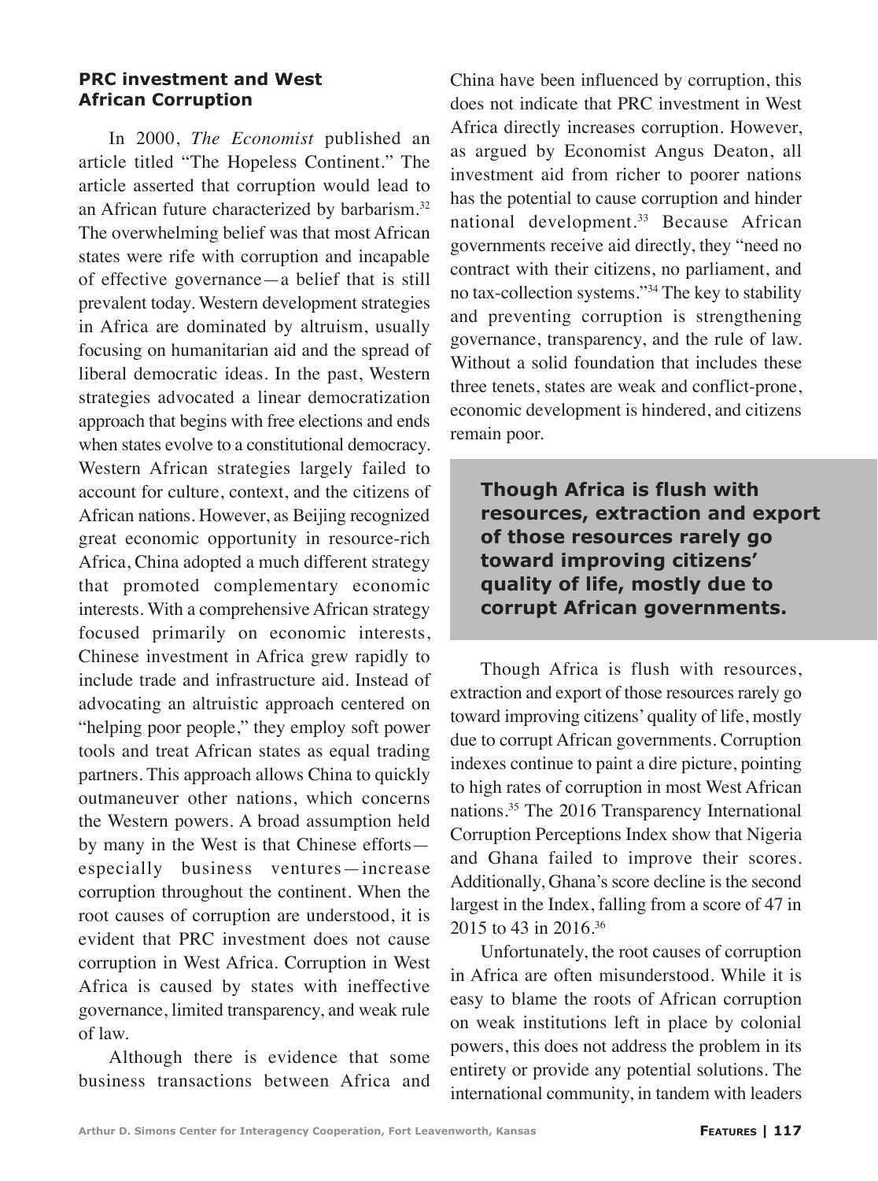## PRC investment and West African Corruption

In 2000, *The Economist* published an article titled "The Hopeless Continent." The article asserted that corruption would lead to an African future characterized by barbarism.[32] The overwhelming belief was that most African states were rife with corruption and incapable of effective governance—a belief that is still prevalent today. Western development strategies in Africa are dominated by altruism, usually focusing on humanitarian aid and the spread of liberal democratic ideas. In the past, Western strategies advocated a linear democratization approach that begins with free elections and ends when states evolve to a constitutional democracy. Western African strategies largely failed to account for culture, context, and the citizens of African nations. However, as Beijing recognized great economic opportunity in resource-rich Africa, China adopted a much different strategy that promoted complementary economic interests. With a comprehensive African strategy focused primarily on economic interests, Chinese investment in Africa grew rapidly to include trade and infrastructure aid. Instead of advocating an altruistic approach centered on "helping poor people," they employ soft power tools and treat African states as equal trading partners. This approach allows China to quickly outmaneuver other nations, which concerns the Western powers. A broad assumption held by many in the West is that Chinese efforts—especially business ventures—increase corruption throughout the continent. When the root causes of corruption are understood, it is evident that PRC investment does not cause corruption in West Africa. Corruption in West Africa is caused by states with ineffective governance, limited transparency, and weak rule of law.

Although there is evidence that some business transactions between Africa and China have been influenced by corruption, this does not indicate that PRC investment in West Africa directly increases corruption. However, as argued by Economist Angus Deaton, all investment aid from richer to poorer nations has the potential to cause corruption and hinder national development.[33] Because African governments receive aid directly, they "need no contract with their citizens, no parliament, and no tax-collection systems."[34] The key to stability and preventing corruption is strengthening governance, transparency, and the rule of law. Without a solid foundation that includes these three tenets, states are weak and conflict-prone, economic development is hindered, and citizens remain poor.

> **Though Africa is flush with resources, extraction and export of those resources rarely go toward improving citizens' quality of life, mostly due to corrupt African governments.**

Though Africa is flush with resources, extraction and export of those resources rarely go toward improving citizens' quality of life, mostly due to corrupt African governments. Corruption indexes continue to paint a dire picture, pointing to high rates of corruption in most West African nations.[35] The 2016 Transparency International Corruption Perceptions Index show that Nigeria and Ghana failed to improve their scores. Additionally, Ghana's score decline is the second largest in the Index, falling from a score of 47 in 2015 to 43 in 2016.[36]

Unfortunately, the root causes of corruption in Africa are often misunderstood. While it is easy to blame the roots of African corruption on weak institutions left in place by colonial powers, this does not address the problem in its entirety or provide any potential solutions. The international community, in tandem with leaders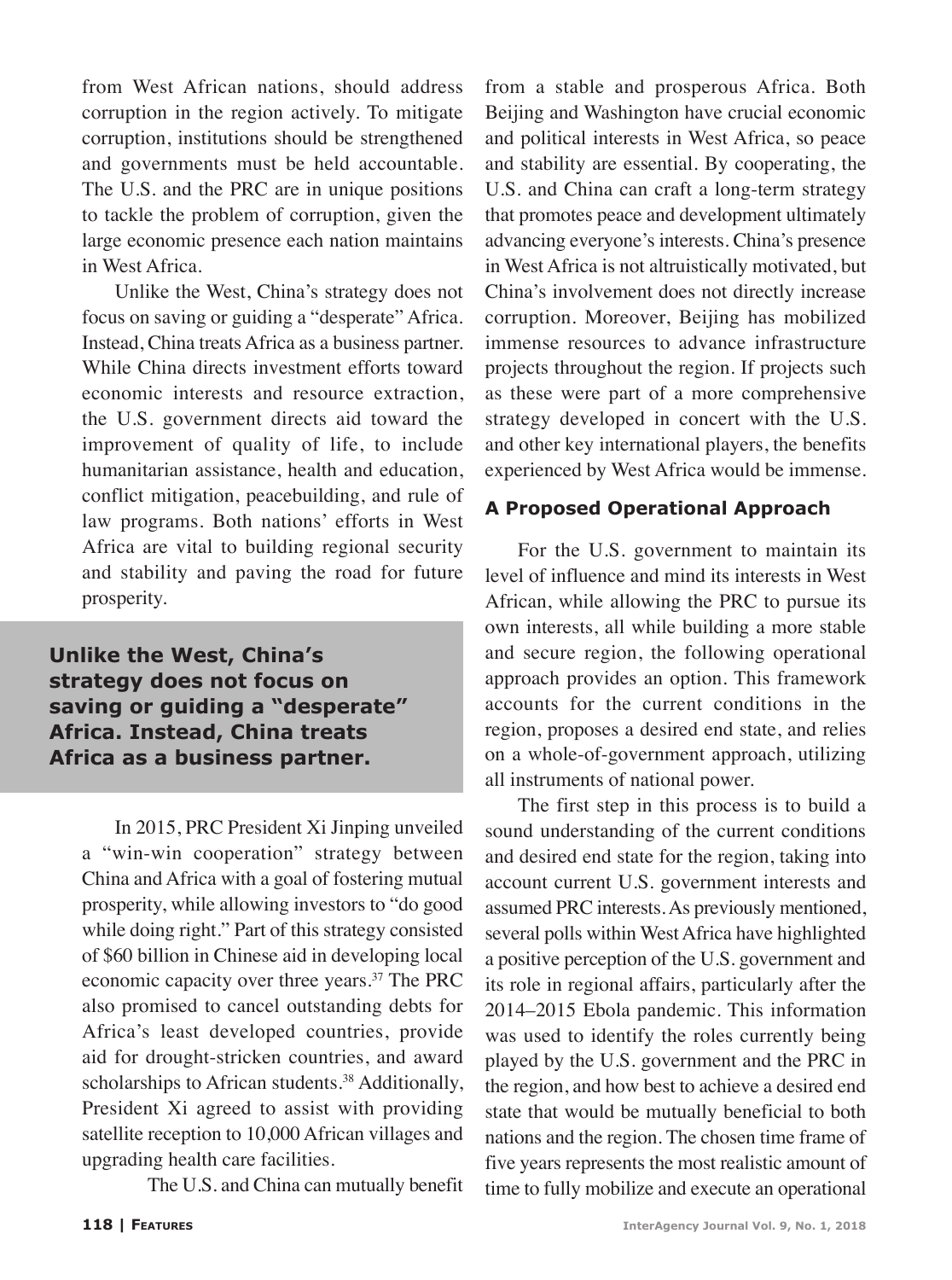from West African nations, should address corruption in the region actively. To mitigate corruption, institutions should be strengthened and governments must be held accountable. The U.S. and the PRC are in unique positions to tackle the problem of corruption, given the large economic presence each nation maintains in West Africa.

Unlike the West, China's strategy does not focus on saving or guiding a "desperate" Africa. Instead, China treats Africa as a business partner. While China directs investment efforts toward economic interests and resource extraction, the U.S. government directs aid toward the improvement of quality of life, to include humanitarian assistance, health and education, conflict mitigation, peacebuilding, and rule of law programs. Both nations' efforts in West Africa are vital to building regional security and stability and paving the road for future prosperity.

**Unlike the West, China's strategy does not focus on saving or guiding a "desperate" Africa. Instead, China treats Africa as a business partner.**

In 2015, PRC President Xi Jinping unveiled a "win-win cooperation" strategy between China and Africa with a goal of fostering mutual prosperity, while allowing investors to "do good while doing right." Part of this strategy consisted of $60 billion in Chinese aid in developing local economic capacity over three years.[37] The PRC also promised to cancel outstanding debts for Africa's least developed countries, provide aid for drought-stricken countries, and award scholarships to African students.[38] Additionally, President Xi agreed to assist with providing satellite reception to 10,000 African villages and upgrading health care facilities.

The U.S. and China can mutually benefit from a stable and prosperous Africa. Both Beijing and Washington have crucial economic and political interests in West Africa, so peace and stability are essential. By cooperating, the U.S. and China can craft a long-term strategy that promotes peace and development ultimately advancing everyone's interests. China's presence in West Africa is not altruistically motivated, but China's involvement does not directly increase corruption. Moreover, Beijing has mobilized immense resources to advance infrastructure projects throughout the region. If projects such as these were part of a more comprehensive strategy developed in concert with the U.S. and other key international players, the benefits experienced by West Africa would be immense.

### A Proposed Operational Approach

For the U.S. government to maintain its level of influence and mind its interests in West African, while allowing the PRC to pursue its own interests, all while building a more stable and secure region, the following operational approach provides an option. This framework accounts for the current conditions in the region, proposes a desired end state, and relies on a whole-of-government approach, utilizing all instruments of national power.

The first step in this process is to build a sound understanding of the current conditions and desired end state for the region, taking into account current U.S. government interests and assumed PRC interests. As previously mentioned, several polls within West Africa have highlighted a positive perception of the U.S. government and its role in regional affairs, particularly after the 2014–2015 Ebola pandemic. This information was used to identify the roles currently being played by the U.S. government and the PRC in the region, and how best to achieve a desired end state that would be mutually beneficial to both nations and the region. The chosen time frame of five years represents the most realistic amount of time to fully mobilize and execute an operational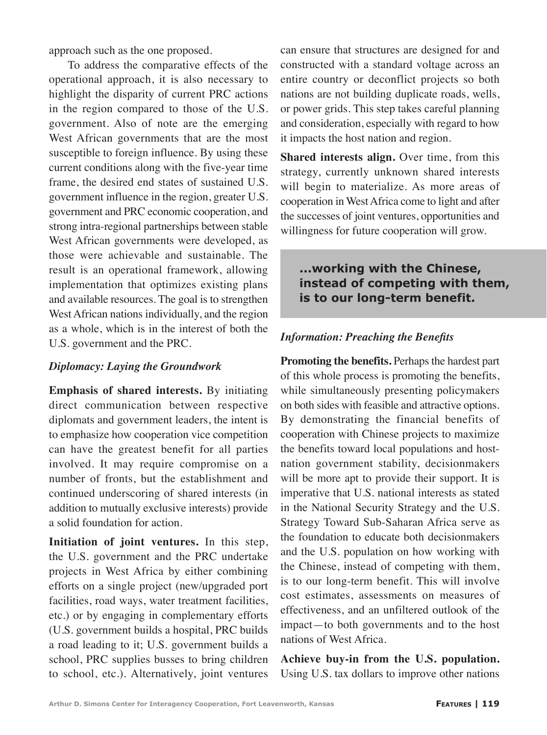approach such as the one proposed.

To address the comparative effects of the operational approach, it is also necessary to highlight the disparity of current PRC actions in the region compared to those of the U.S. government. Also of note are the emerging West African governments that are the most susceptible to foreign influence. By using these current conditions along with the five-year time frame, the desired end states of sustained U.S. government influence in the region, greater U.S. government and PRC economic cooperation, and strong intra-regional partnerships between stable West African governments were developed, as those were achievable and sustainable. The result is an operational framework, allowing implementation that optimizes existing plans and available resources. The goal is to strengthen West African nations individually, and the region as a whole, which is in the interest of both the U.S. government and the PRC.

### *Diplomacy: Laying the Groundwork*

**Emphasis of shared interests.** By initiating direct communication between respective diplomats and government leaders, the intent is to emphasize how cooperation vice competition can have the greatest benefit for all parties involved. It may require compromise on a number of fronts, but the establishment and continued underscoring of shared interests (in addition to mutually exclusive interests) provide a solid foundation for action.

**Initiation of joint ventures.** In this step, the U.S. government and the PRC undertake projects in West Africa by either combining efforts on a single project (new/upgraded port facilities, road ways, water treatment facilities, etc.) or by engaging in complementary efforts (U.S. government builds a hospital, PRC builds a road leading to it; U.S. government builds a school, PRC supplies busses to bring children to school, etc.). Alternatively, joint ventures can ensure that structures are designed for and constructed with a standard voltage across an entire country or deconflict projects so both nations are not building duplicate roads, wells, or power grids. This step takes careful planning and consideration, especially with regard to how it impacts the host nation and region.

**Shared interests align.** Over time, from this strategy, currently unknown shared interests will begin to materialize. As more areas of cooperation in West Africa come to light and after the successes of joint ventures, opportunities and willingness for future cooperation will grow.

> **...working with the Chinese, instead of competing with them, is to our long-term benefit.**

### *Information: Preaching the Benefits*

**Promoting the benefits.** Perhaps the hardest part of this whole process is promoting the benefits, while simultaneously presenting policymakers on both sides with feasible and attractive options. By demonstrating the financial benefits of cooperation with Chinese projects to maximize the benefits toward local populations and host-nation government stability, decisionmakers will be more apt to provide their support. It is imperative that U.S. national interests as stated in the National Security Strategy and the U.S. Strategy Toward Sub-Saharan Africa serve as the foundation to educate both decisionmakers and the U.S. population on how working with the Chinese, instead of competing with them, is to our long-term benefit. This will involve cost estimates, assessments on measures of effectiveness, and an unfiltered outlook of the impact—to both governments and to the host nations of West Africa.

**Achieve buy-in from the U.S. population.** Using U.S. tax dollars to improve other nations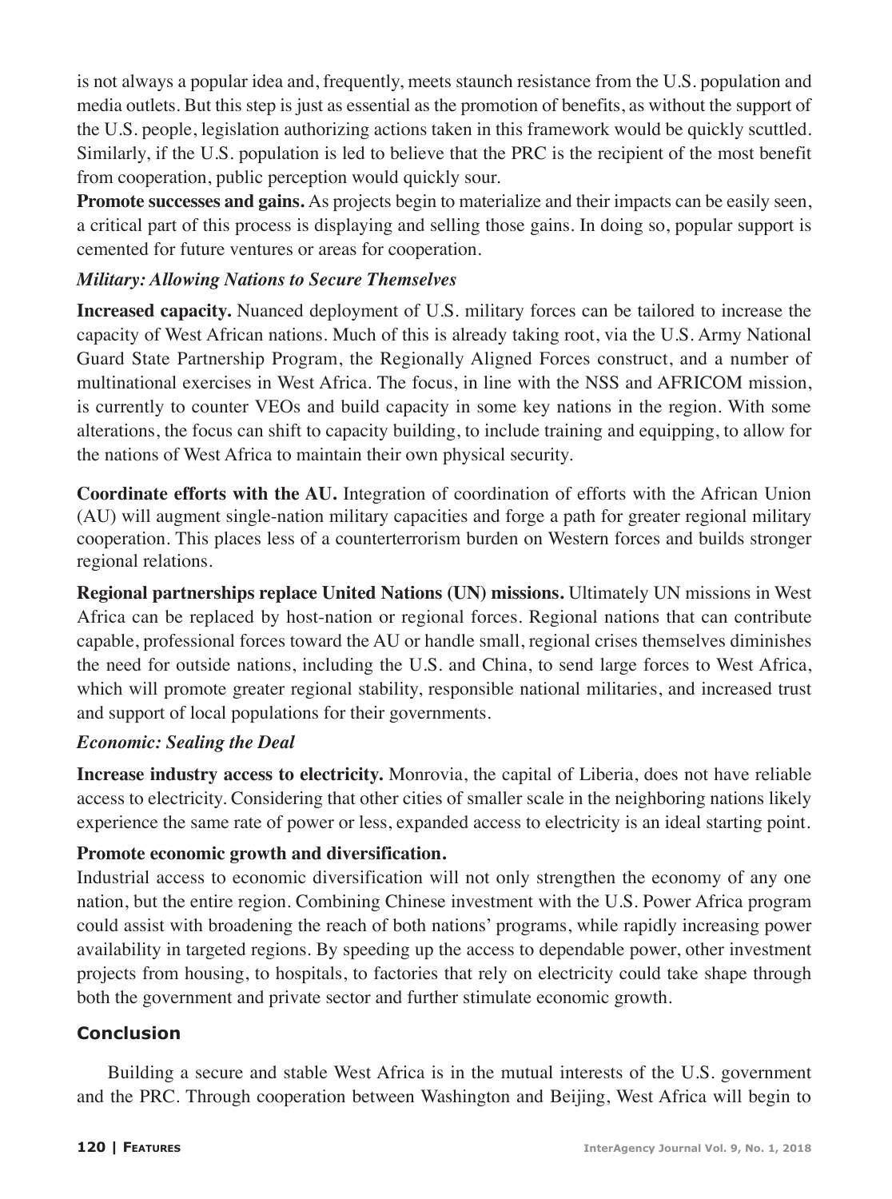is not always a popular idea and, frequently, meets staunch resistance from the U.S. population and media outlets. But this step is just as essential as the promotion of benefits, as without the support of the U.S. people, legislation authorizing actions taken in this framework would be quickly scuttled. Similarly, if the U.S. population is led to believe that the PRC is the recipient of the most benefit from cooperation, public perception would quickly sour.

**Promote successes and gains.** As projects begin to materialize and their impacts can be easily seen, a critical part of this process is displaying and selling those gains. In doing so, popular support is cemented for future ventures or areas for cooperation.

***Military: Allowing Nations to Secure Themselves***

**Increased capacity.** Nuanced deployment of U.S. military forces can be tailored to increase the capacity of West African nations. Much of this is already taking root, via the U.S. Army National Guard State Partnership Program, the Regionally Aligned Forces construct, and a number of multinational exercises in West Africa. The focus, in line with the NSS and AFRICOM mission, is currently to counter VEOs and build capacity in some key nations in the region. With some alterations, the focus can shift to capacity building, to include training and equipping, to allow for the nations of West Africa to maintain their own physical security.

**Coordinate efforts with the AU.** Integration of coordination of efforts with the African Union (AU) will augment single-nation military capacities and forge a path for greater regional military cooperation. This places less of a counterterrorism burden on Western forces and builds stronger regional relations.

**Regional partnerships replace United Nations (UN) missions.** Ultimately UN missions in West Africa can be replaced by host-nation or regional forces. Regional nations that can contribute capable, professional forces toward the AU or handle small, regional crises themselves diminishes the need for outside nations, including the U.S. and China, to send large forces to West Africa, which will promote greater regional stability, responsible national militaries, and increased trust and support of local populations for their governments.

***Economic: Sealing the Deal***

**Increase industry access to electricity.** Monrovia, the capital of Liberia, does not have reliable access to electricity. Considering that other cities of smaller scale in the neighboring nations likely experience the same rate of power or less, expanded access to electricity is an ideal starting point.

**Promote economic growth and diversification.**

Industrial access to economic diversification will not only strengthen the economy of any one nation, but the entire region. Combining Chinese investment with the U.S. Power Africa program could assist with broadening the reach of both nations' programs, while rapidly increasing power availability in targeted regions. By speeding up the access to dependable power, other investment projects from housing, to hospitals, to factories that rely on electricity could take shape through both the government and private sector and further stimulate economic growth.

## Conclusion

Building a secure and stable West Africa is in the mutual interests of the U.S. government and the PRC. Through cooperation between Washington and Beijing, West Africa will begin to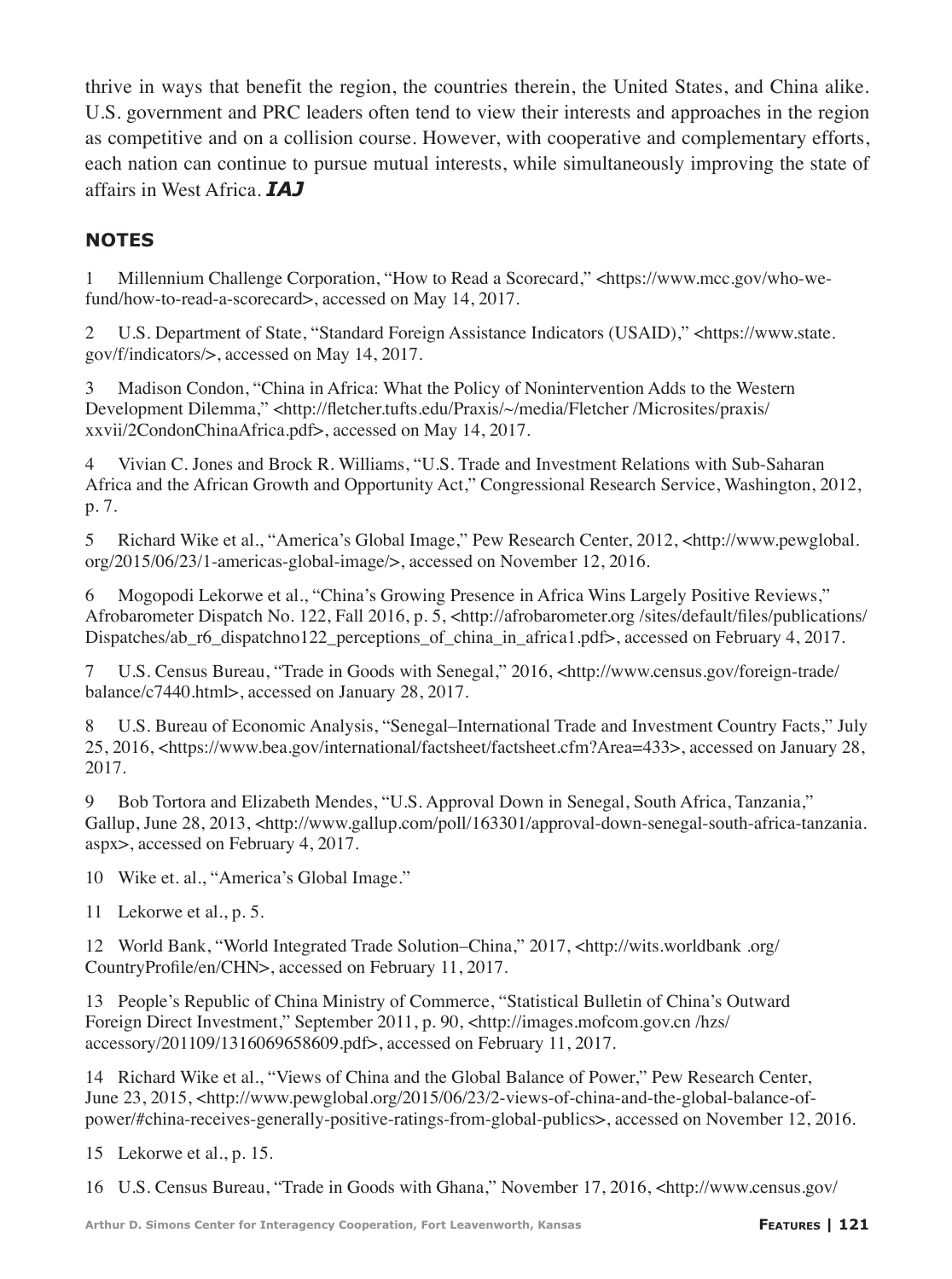thrive in ways that benefit the region, the countries therein, the United States, and China alike. U.S. government and PRC leaders often tend to view their interests and approaches in the region as competitive and on a collision course. However, with cooperative and complementary efforts, each nation can continue to pursue mutual interests, while simultaneously improving the state of affairs in West Africa. ***IAJ***

## NOTES

1 Millennium Challenge Corporation, "How to Read a Scorecard," <https://www.mcc.gov/who-we-fund/how-to-read-a-scorecard>, accessed on May 14, 2017.

2 U.S. Department of State, "Standard Foreign Assistance Indicators (USAID)," <https://www.state.gov/f/indicators/>, accessed on May 14, 2017.

3 Madison Condon, "China in Africa: What the Policy of Nonintervention Adds to the Western Development Dilemma," <http://fletcher.tufts.edu/Praxis/~/media/Fletcher /Microsites/praxis/xxvii/2CondonChinaAfrica.pdf>, accessed on May 14, 2017.

4 Vivian C. Jones and Brock R. Williams, "U.S. Trade and Investment Relations with Sub-Saharan Africa and the African Growth and Opportunity Act," Congressional Research Service, Washington, 2012, p. 7.

5 Richard Wike et al., "America's Global Image," Pew Research Center, 2012, <http://www.pewglobal.org/2015/06/23/1-americas-global-image/>, accessed on November 12, 2016.

6 Mogopodi Lekorwe et al., "China's Growing Presence in Africa Wins Largely Positive Reviews," Afrobarometer Dispatch No. 122, Fall 2016, p. 5, <http://afrobarometer.org /sites/default/files/publications/Dispatches/ab_r6_dispatchno122_perceptions_of_china_in_africa1.pdf>, accessed on February 4, 2017.

7 U.S. Census Bureau, "Trade in Goods with Senegal," 2016, <http://www.census.gov/foreign-trade/balance/c7440.html>, accessed on January 28, 2017.

8 U.S. Bureau of Economic Analysis, "Senegal–International Trade and Investment Country Facts," July 25, 2016, <https://www.bea.gov/international/factsheet/factsheet.cfm?Area=433>, accessed on January 28, 2017.

9 Bob Tortora and Elizabeth Mendes, "U.S. Approval Down in Senegal, South Africa, Tanzania," Gallup, June 28, 2013, <http://www.gallup.com/poll/163301/approval-down-senegal-south-africa-tanzania.aspx>, accessed on February 4, 2017.

10 Wike et. al., "America's Global Image."

11 Lekorwe et al., p. 5.

12 World Bank, "World Integrated Trade Solution–China," 2017, <http://wits.worldbank .org/CountryProfile/en/CHN>, accessed on February 11, 2017.

13 People's Republic of China Ministry of Commerce, "Statistical Bulletin of China's Outward Foreign Direct Investment," September 2011, p. 90, <http://images.mofcom.gov.cn /hzs/accessory/201109/1316069658609.pdf>, accessed on February 11, 2017.

14 Richard Wike et al., "Views of China and the Global Balance of Power," Pew Research Center, June 23, 2015, <http://www.pewglobal.org/2015/06/23/2-views-of-china-and-the-global-balance-of-power/#china-receives-generally-positive-ratings-from-global-publics>, accessed on November 12, 2016.

15 Lekorwe et al., p. 15.

16 U.S. Census Bureau, "Trade in Goods with Ghana," November 17, 2016, <http://www.census.gov/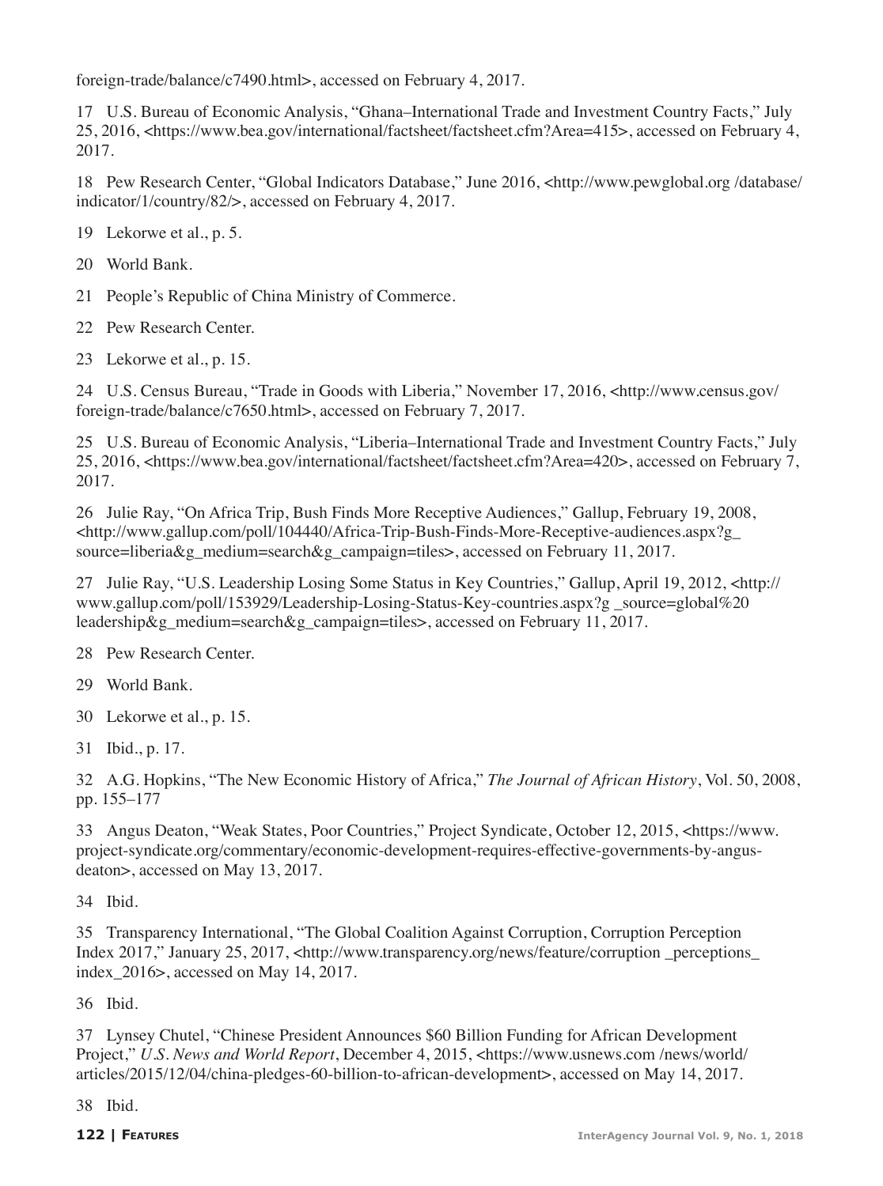foreign-trade/balance/c7490.html>, accessed on February 4, 2017.

17 U.S. Bureau of Economic Analysis, "Ghana–International Trade and Investment Country Facts," July 25, 2016, <https://www.bea.gov/international/factsheet/factsheet.cfm?Area=415>, accessed on February 4, 2017.

18 Pew Research Center, "Global Indicators Database," June 2016, <http://www.pewglobal.org /database/indicator/1/country/82/>, accessed on February 4, 2017.

19 Lekorwe et al., p. 5.

20 World Bank.

21 People's Republic of China Ministry of Commerce.

22 Pew Research Center.

23 Lekorwe et al., p. 15.

24 U.S. Census Bureau, "Trade in Goods with Liberia," November 17, 2016, <http://www.census.gov/foreign-trade/balance/c7650.html>, accessed on February 7, 2017.

25 U.S. Bureau of Economic Analysis, "Liberia–International Trade and Investment Country Facts," July 25, 2016, <https://www.bea.gov/international/factsheet/factsheet.cfm?Area=420>, accessed on February 7, 2017.

26 Julie Ray, "On Africa Trip, Bush Finds More Receptive Audiences," Gallup, February 19, 2008, <http://www.gallup.com/poll/104440/Africa-Trip-Bush-Finds-More-Receptive-audiences.aspx?g_source=liberia&g_medium=search&g_campaign=tiles>, accessed on February 11, 2017.

27 Julie Ray, "U.S. Leadership Losing Some Status in Key Countries," Gallup, April 19, 2012, <http://www.gallup.com/poll/153929/Leadership-Losing-Status-Key-countries.aspx?g _source=global%20 leadership&g_medium=search&g_campaign=tiles>, accessed on February 11, 2017.

28 Pew Research Center.

29 World Bank.

30 Lekorwe et al., p. 15.

31 Ibid., p. 17.

32 A.G. Hopkins, "The New Economic History of Africa," *The Journal of African History*, Vol. 50, 2008, pp. 155–177

33 Angus Deaton, "Weak States, Poor Countries," Project Syndicate, October 12, 2015, <https://www.project-syndicate.org/commentary/economic-development-requires-effective-governments-by-angus-deaton>, accessed on May 13, 2017.

34 Ibid.

35 Transparency International, "The Global Coalition Against Corruption, Corruption Perception Index 2017," January 25, 2017, <http://www.transparency.org/news/feature/corruption _perceptions_index_2016>, accessed on May 14, 2017.

36 Ibid.

37 Lynsey Chutel, "Chinese President Announces $60 Billion Funding for African Development Project," *U.S. News and World Report*, December 4, 2015, <https://www.usnews.com /news/world/articles/2015/12/04/china-pledges-60-billion-to-african-development>, accessed on May 14, 2017.

38 Ibid.